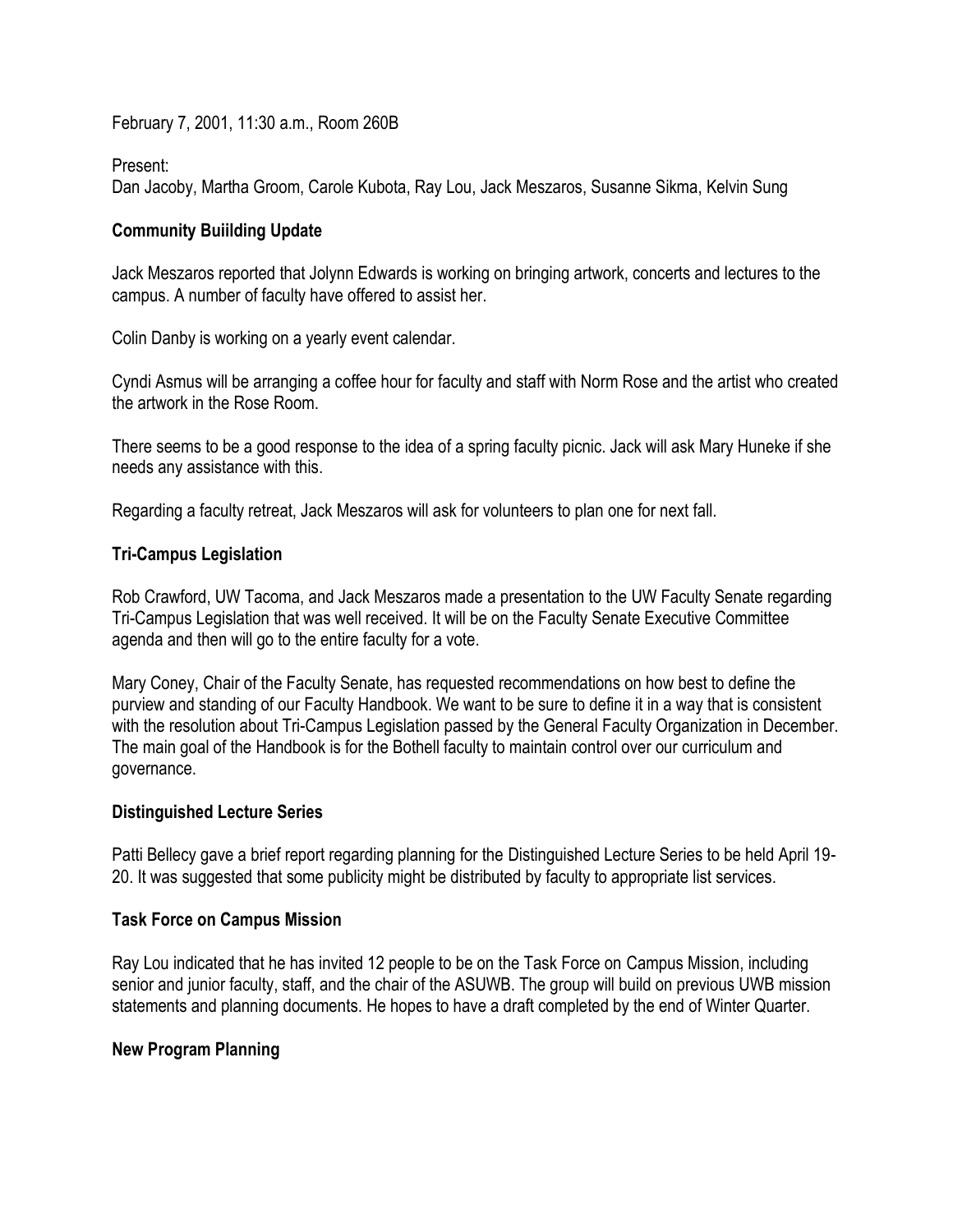February 7, 2001, 11:30 a.m., Room 260B

Present:
Dan Jacoby, Martha Groom, Carole Kubota, Ray Lou, Jack Meszaros, Susanne Sikma, Kelvin Sung

**Community Buiilding Update**

Jack Meszaros reported that Jolynn Edwards is working on bringing artwork, concerts and lectures to the campus. A number of faculty have offered to assist her.

Colin Danby is working on a yearly event calendar.

Cyndi Asmus will be arranging a coffee hour for faculty and staff with Norm Rose and the artist who created the artwork in the Rose Room.

There seems to be a good response to the idea of a spring faculty picnic. Jack will ask Mary Huneke if she needs any assistance with this.

Regarding a faculty retreat, Jack Meszaros will ask for volunteers to plan one for next fall.

**Tri-Campus Legislation**

Rob Crawford, UW Tacoma, and Jack Meszaros made a presentation to the UW Faculty Senate regarding Tri-Campus Legislation that was well received. It will be on the Faculty Senate Executive Committee agenda and then will go to the entire faculty for a vote.

Mary Coney, Chair of the Faculty Senate, has requested recommendations on how best to define the purview and standing of our Faculty Handbook. We want to be sure to define it in a way that is consistent with the resolution about Tri-Campus Legislation passed by the General Faculty Organization in December. The main goal of the Handbook is for the Bothell faculty to maintain control over our curriculum and governance.

**Distinguished Lecture Series**

Patti Bellecy gave a brief report regarding planning for the Distinguished Lecture Series to be held April 19-20. It was suggested that some publicity might be distributed by faculty to appropriate list services.

**Task Force on Campus Mission**

Ray Lou indicated that he has invited 12 people to be on the Task Force on Campus Mission, including senior and junior faculty, staff, and the chair of the ASUWB. The group will build on previous UWB mission statements and planning documents. He hopes to have a draft completed by the end of Winter Quarter.

**New Program Planning**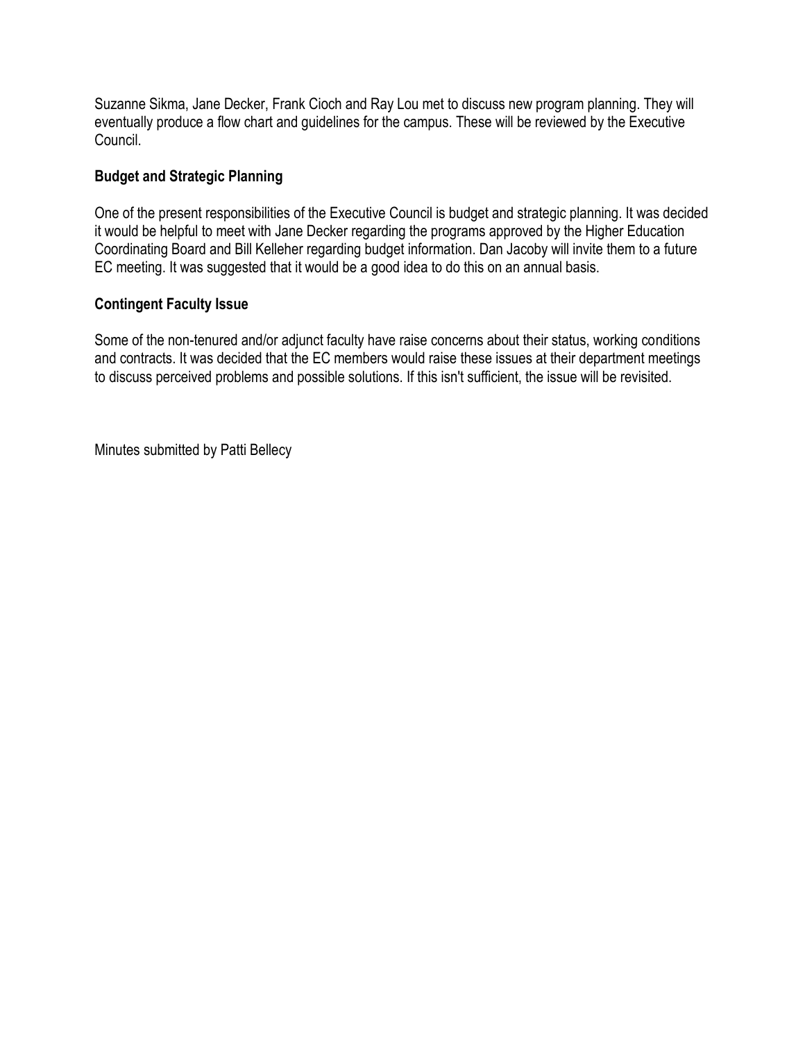Suzanne Sikma, Jane Decker, Frank Cioch and Ray Lou met to discuss new program planning. They will eventually produce a flow chart and guidelines for the campus. These will be reviewed by the Executive Council.

**Budget and Strategic Planning**

One of the present responsibilities of the Executive Council is budget and strategic planning. It was decided it would be helpful to meet with Jane Decker regarding the programs approved by the Higher Education Coordinating Board and Bill Kelleher regarding budget information. Dan Jacoby will invite them to a future EC meeting. It was suggested that it would be a good idea to do this on an annual basis.

**Contingent Faculty Issue**

Some of the non-tenured and/or adjunct faculty have raise concerns about their status, working conditions and contracts. It was decided that the EC members would raise these issues at their department meetings to discuss perceived problems and possible solutions. If this isn't sufficient, the issue will be revisited.

Minutes submitted by Patti Bellecy